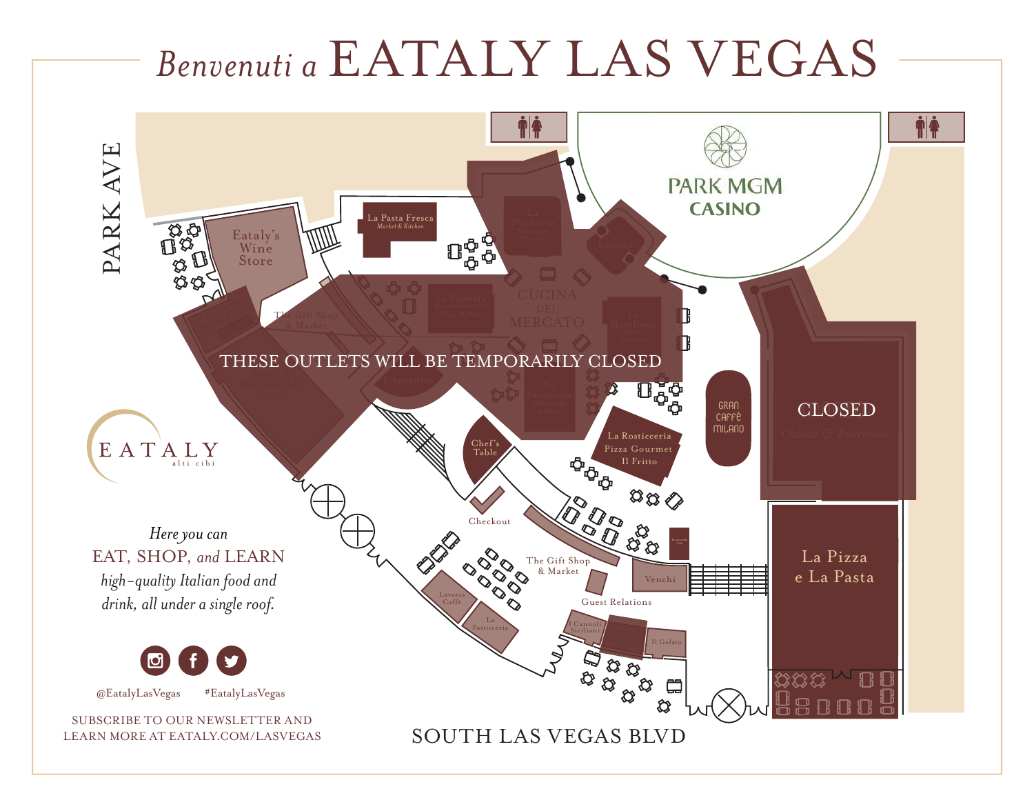# *Benvenuti a* EATALY LAS VEGAS

PARK AVE

PARK MGM CASINO

Eataly's Wine Store

La Pasta Fresca
*Market & Kitchen*

La Pescheria

Enoteca

The Gift Shop & Market

La Pizzeria

CUCINA DEL MERCATO

La Macelleria

THESE OUTLETS WILL BE TEMPORARILY CLOSED

L'Aperitivo

La Salumeria

GRAN CAFFÈ MILANO

CLOSED

*Chianti & Fiorentina*

Chef's Table

La Rosticceria
Pizza Gourmet
Il Fritto

Checkout

The Gift Shop & Market

Venchi

La Pizza e La Pasta

Guest Relations

Lavazza Caffè

La Pasticceria

I Cannoli Siciliani

Il Gelato

SOUTH LAS VEGAS BLVD

EATALY
alti cibi

*Here you can*
EAT, SHOP, *and* LEARN
*high-quality Italian food and drink, all under a single roof.*

@EatalyLasVegas #EatalyLasVegas

SUBSCRIBE TO OUR NEWSLETTER AND LEARN MORE AT EATALY.COM/LASVEGAS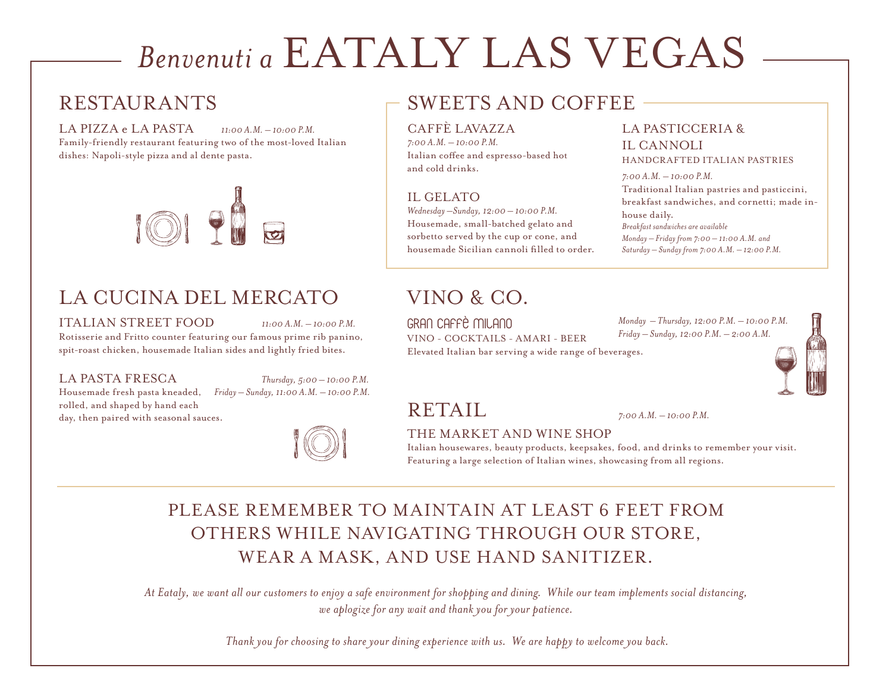# *Benvenuti a* EATALY LAS VEGAS

## RESTAURANTS

### LA PIZZA e LA PASTA

*11:00 A.M. – 10:00 P.M.*

Family-friendly restaurant featuring two of the most-loved Italian dishes: Napoli-style pizza and al dente pasta.

## LA CUCINA DEL MERCATO

### ITALIAN STREET FOOD

*11:00 A.M. – 10:00 P.M.*

Rotisserie and Fritto counter featuring our famous prime rib panino, spit-roast chicken, housemade Italian sides and lightly fried bites.

### LA PASTA FRESCA

*Thursday, 5:00 – 10:00 P.M.*
*Friday – Sunday, 11:00 A.M. – 10:00 P.M.*

Housemade fresh pasta kneaded, rolled, and shaped by hand each day, then paired with seasonal sauces.

## SWEETS AND COFFEE

### CAFFÈ LAVAZZA

*7:00 A.M. – 10:00 P.M.*

Italian coffee and espresso-based hot and cold drinks.

### IL GELATO

*Wednesday – Sunday, 12:00 – 10:00 P.M.*

Housemade, small-batched gelato and sorbetto served by the cup or cone, and housemade Sicilian cannoli filled to order.

### LA PASTICCERIA & IL CANNOLI

HANDCRAFTED ITALIAN PASTRIES

*7:00 A.M. – 10:00 P.M.*

Traditional Italian pastries and pasticcini, breakfast sandwiches, and cornetti; made in-house daily.

*Breakfast sandwiches are available*
*Monday – Friday from 7:00 – 11:00 A.M. and*
*Saturday – Sunday from 7:00 A.M. – 12:00 P.M.*

## VINO & CO.

### GRAN CAFFÈ MILANO

*Monday – Thursday, 12:00 P.M. – 10:00 P.M.*
*Friday – Sunday, 12:00 P.M. – 2:00 A.M.*

VINO - COCKTAILS - AMARI - BEER

Elevated Italian bar serving a wide range of beverages.

## RETAIL

*7:00 A.M. – 10:00 P.M.*

### THE MARKET AND WINE SHOP

Italian housewares, beauty products, keepsakes, food, and drinks to remember your visit. Featuring a large selection of Italian wines, showcasing from all regions.

---

PLEASE REMEMBER TO MAINTAIN AT LEAST 6 FEET FROM OTHERS WHILE NAVIGATING THROUGH OUR STORE, WEAR A MASK, AND USE HAND SANITIZER.

*At Eataly, we want all our customers to enjoy a safe environment for shopping and dining. While our team implements social distancing, we aplogize for any wait and thank you for your patience.*

*Thank you for choosing to share your dining experience with us. We are happy to welcome you back.*